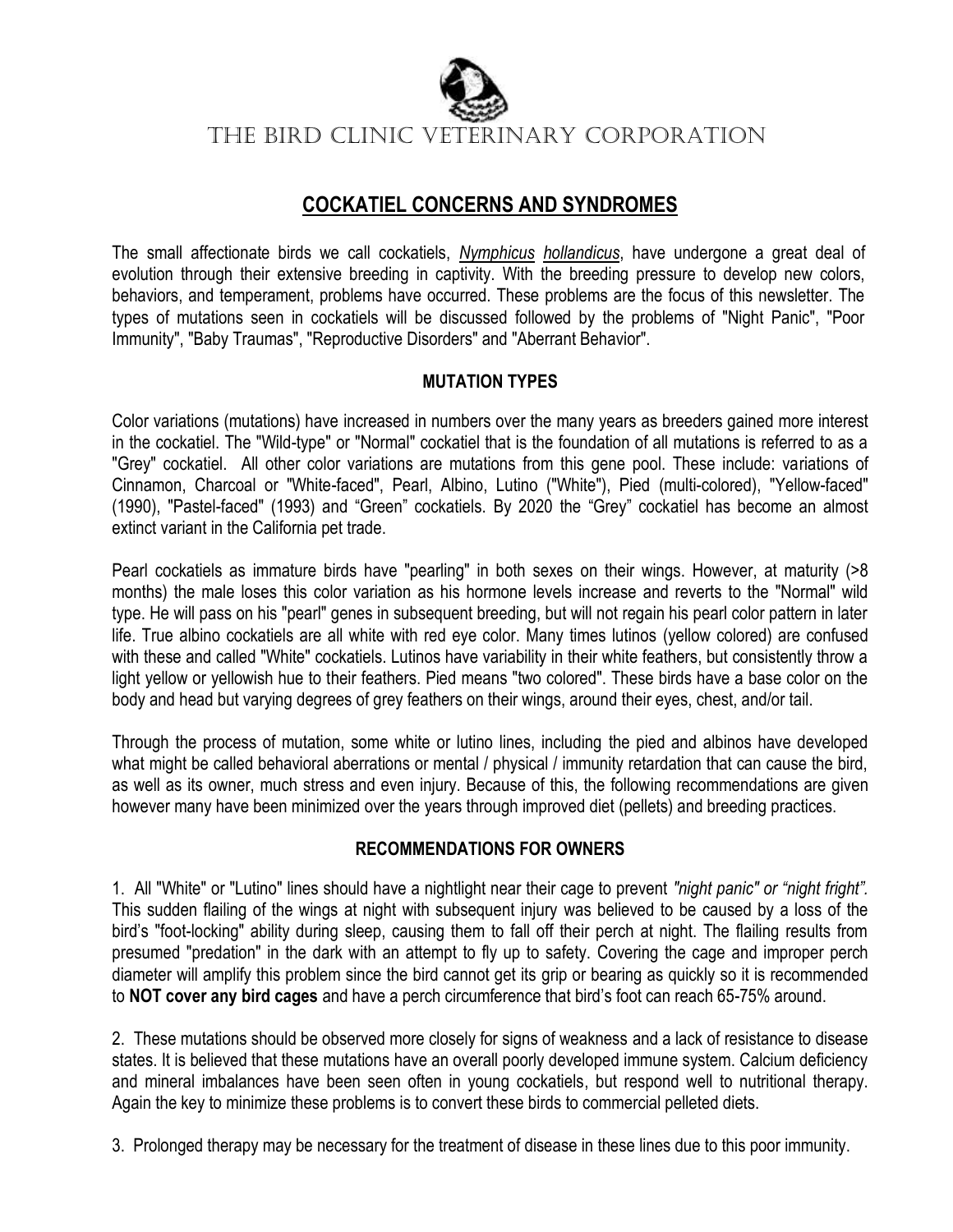# THE BIRD CLINIC VETERINARY CORPORATION

## COCKATIEL CONCERNS AND SYNDROMES

The small affectionate birds we call cockatiels, *Nymphicus hollandicus*, have undergone a great deal of evolution through their extensive breeding in captivity. With the breeding pressure to develop new colors, behaviors, and temperament, problems have occurred. These problems are the focus of this newsletter. The types of mutations seen in cockatiels will be discussed followed by the problems of "Night Panic", "Poor Immunity", "Baby Traumas", "Reproductive Disorders" and "Aberrant Behavior".

### MUTATION TYPES

Color variations (mutations) have increased in numbers over the many years as breeders gained more interest in the cockatiel. The "Wild-type" or "Normal" cockatiel that is the foundation of all mutations is referred to as a "Grey" cockatiel. All other color variations are mutations from this gene pool. These include: variations of Cinnamon, Charcoal or "White-faced", Pearl, Albino, Lutino ("White"), Pied (multi-colored), "Yellow-faced" (1990), "Pastel-faced" (1993) and "Green" cockatiels. By 2020 the "Grey" cockatiel has become an almost extinct variant in the California pet trade.

Pearl cockatiels as immature birds have "pearling" in both sexes on their wings. However, at maturity (>8 months) the male loses this color variation as his hormone levels increase and reverts to the "Normal" wild type. He will pass on his "pearl" genes in subsequent breeding, but will not regain his pearl color pattern in later life. True albino cockatiels are all white with red eye color. Many times lutinos (yellow colored) are confused with these and called "White" cockatiels. Lutinos have variability in their white feathers, but consistently throw a light yellow or yellowish hue to their feathers. Pied means "two colored". These birds have a base color on the body and head but varying degrees of grey feathers on their wings, around their eyes, chest, and/or tail.

Through the process of mutation, some white or lutino lines, including the pied and albinos have developed what might be called behavioral aberrations or mental / physical / immunity retardation that can cause the bird, as well as its owner, much stress and even injury. Because of this, the following recommendations are given however many have been minimized over the years through improved diet (pellets) and breeding practices.

### RECOMMENDATIONS FOR OWNERS

1. All "White" or "Lutino" lines should have a nightlight near their cage to prevent *"night panic" or "night fright".* This sudden flailing of the wings at night with subsequent injury was believed to be caused by a loss of the bird's "foot-locking" ability during sleep, causing them to fall off their perch at night. The flailing results from presumed "predation" in the dark with an attempt to fly up to safety. Covering the cage and improper perch diameter will amplify this problem since the bird cannot get its grip or bearing as quickly so it is recommended to **NOT cover any bird cages** and have a perch circumference that bird's foot can reach 65-75% around.

2. These mutations should be observed more closely for signs of weakness and a lack of resistance to disease states. It is believed that these mutations have an overall poorly developed immune system. Calcium deficiency and mineral imbalances have been seen often in young cockatiels, but respond well to nutritional therapy. Again the key to minimize these problems is to convert these birds to commercial pelleted diets.

3. Prolonged therapy may be necessary for the treatment of disease in these lines due to this poor immunity.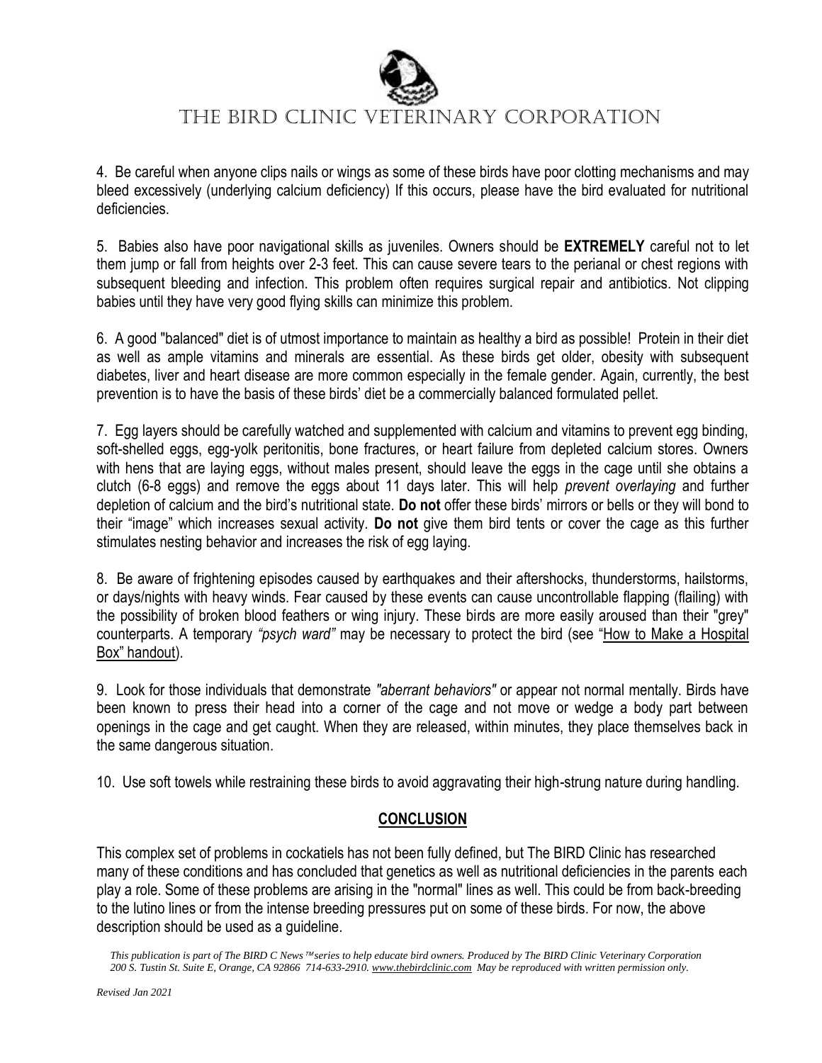4. Be careful when anyone clips nails or wings as some of these birds have poor clotting mechanisms and may bleed excessively (underlying calcium deficiency) If this occurs, please have the bird evaluated for nutritional deficiencies.

5. Babies also have poor navigational skills as juveniles. Owners should be **EXTREMELY** careful not to let them jump or fall from heights over 2-3 feet. This can cause severe tears to the perianal or chest regions with subsequent bleeding and infection. This problem often requires surgical repair and antibiotics. Not clipping babies until they have very good flying skills can minimize this problem.

6. A good "balanced" diet is of utmost importance to maintain as healthy a bird as possible! Protein in their diet as well as ample vitamins and minerals are essential. As these birds get older, obesity with subsequent diabetes, liver and heart disease are more common especially in the female gender. Again, currently, the best prevention is to have the basis of these birds' diet be a commercially balanced formulated pellet.

7. Egg layers should be carefully watched and supplemented with calcium and vitamins to prevent egg binding, soft-shelled eggs, egg-yolk peritonitis, bone fractures, or heart failure from depleted calcium stores. Owners with hens that are laying eggs, without males present, should leave the eggs in the cage until she obtains a clutch (6-8 eggs) and remove the eggs about 11 days later. This will help *prevent overlaying* and further depletion of calcium and the bird's nutritional state. **Do not** offer these birds' mirrors or bells or they will bond to their "image" which increases sexual activity. **Do not** give them bird tents or cover the cage as this further stimulates nesting behavior and increases the risk of egg laying.

8. Be aware of frightening episodes caused by earthquakes and their aftershocks, thunderstorms, hailstorms, or days/nights with heavy winds. Fear caused by these events can cause uncontrollable flapping (flailing) with the possibility of broken blood feathers or wing injury. These birds are more easily aroused than their "grey" counterparts. A temporary *"psych ward"* may be necessary to protect the bird (see "How to Make a Hospital Box" handout).

9. Look for those individuals that demonstrate *"aberrant behaviors"* or appear not normal mentally. Birds have been known to press their head into a corner of the cage and not move or wedge a body part between openings in the cage and get caught. When they are released, within minutes, they place themselves back in the same dangerous situation.

10. Use soft towels while restraining these birds to avoid aggravating their high-strung nature during handling.

## CONCLUSION

This complex set of problems in cockatiels has not been fully defined, but The BIRD Clinic has researched many of these conditions and has concluded that genetics as well as nutritional deficiencies in the parents each play a role. Some of these problems are arising in the "normal" lines as well. This could be from back-breeding to the lutino lines or from the intense breeding pressures put on some of these birds. For now, the above description should be used as a guideline.

*This publication is part of The BIRD C News™ series to help educate bird owners. Produced by The BIRD Clinic Veterinary Corporation 200 S. Tustin St. Suite E, Orange, CA 92866 714-633-2910. www.thebirdclinic.com May be reproduced with written permission only.*

*Revised Jan 2021*